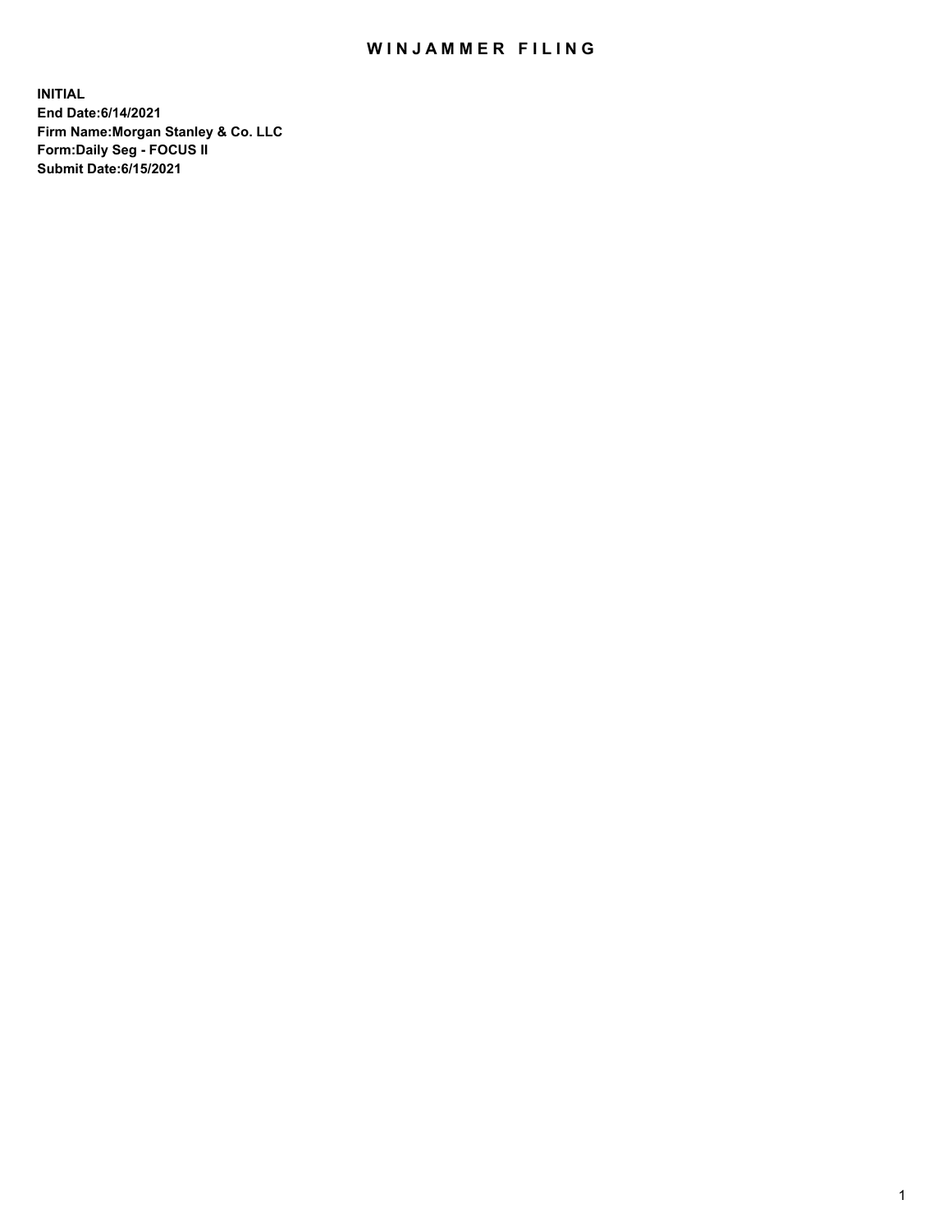# WINJAMMER FILING

**INITIAL**
**End Date:6/14/2021**
**Firm Name:Morgan Stanley & Co. LLC**
**Form:Daily Seg - FOCUS II**
**Submit Date:6/15/2021**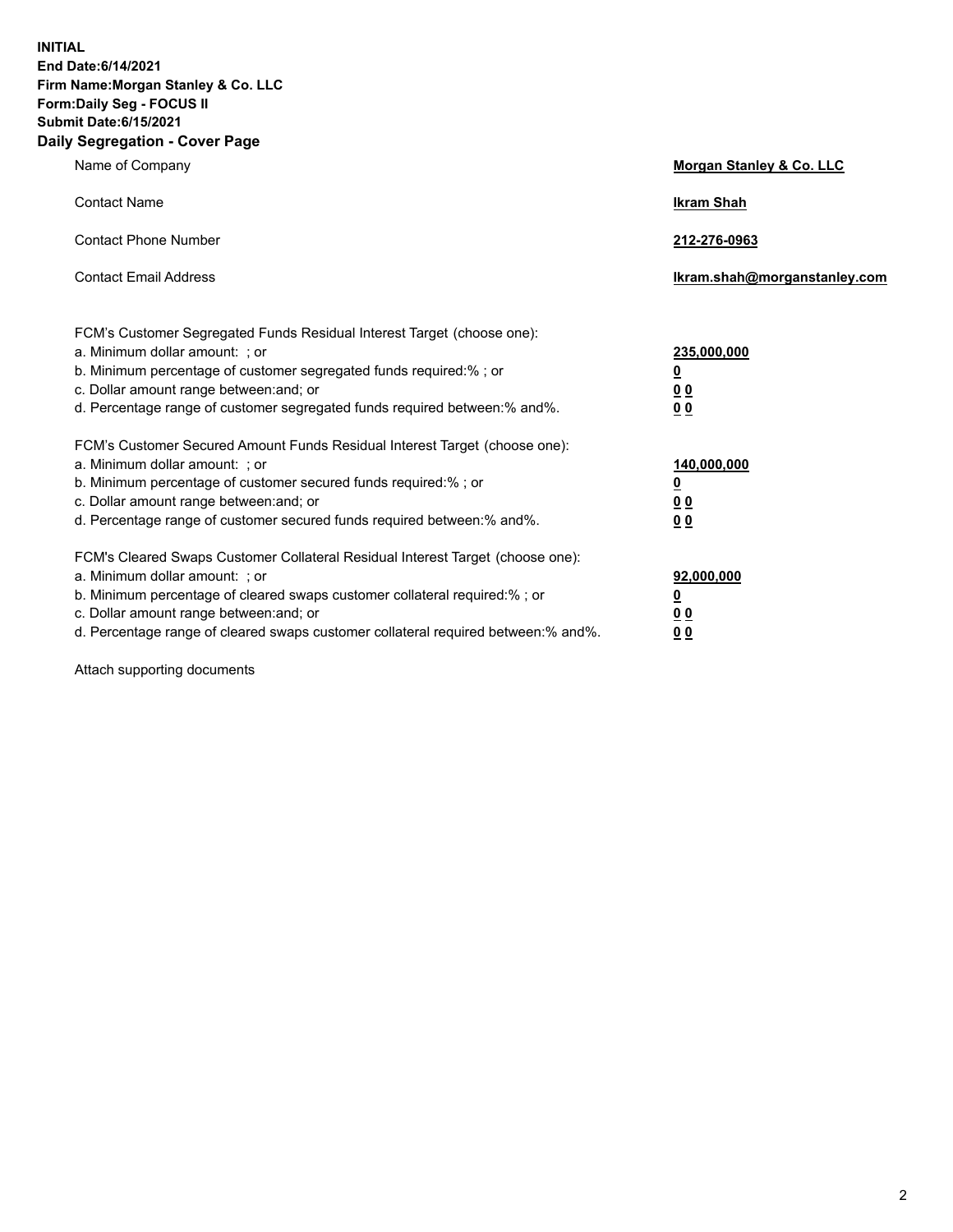**INITIAL**
**End Date:6/14/2021**
**Firm Name:Morgan Stanley & Co. LLC**
**Form:Daily Seg - FOCUS II**
**Submit Date:6/15/2021**

## Daily Segregation - Cover Page

| | |
|---|---|
| Name of Company | **Morgan Stanley & Co. LLC** |
| Contact Name | **Ikram Shah** |
| Contact Phone Number | **212-276-0963** |
| Contact Email Address | **Ikram.shah@morganstanley.com** |

FCM's Customer Segregated Funds Residual Interest Target (choose one):

| | |
|---|---|
| a. Minimum dollar amount: ; or | **235,000,000** |
| b. Minimum percentage of customer segregated funds required:% ; or | **0** |
| c. Dollar amount range between:and; or | **0 0** |
| d. Percentage range of customer segregated funds required between:% and%. | **0 0** |

FCM's Customer Secured Amount Funds Residual Interest Target (choose one):

| | |
|---|---|
| a. Minimum dollar amount: ; or | **140,000,000** |
| b. Minimum percentage of customer secured funds required:% ; or | **0** |
| c. Dollar amount range between:and; or | **0 0** |
| d. Percentage range of customer secured funds required between:% and%. | **0 0** |

FCM's Cleared Swaps Customer Collateral Residual Interest Target (choose one):

| | |
|---|---|
| a. Minimum dollar amount: ; or | **92,000,000** |
| b. Minimum percentage of cleared swaps customer collateral required:% ; or | **0** |
| c. Dollar amount range between:and; or | **0 0** |
| d. Percentage range of cleared swaps customer collateral required between:% and%. | **0 0** |

Attach supporting documents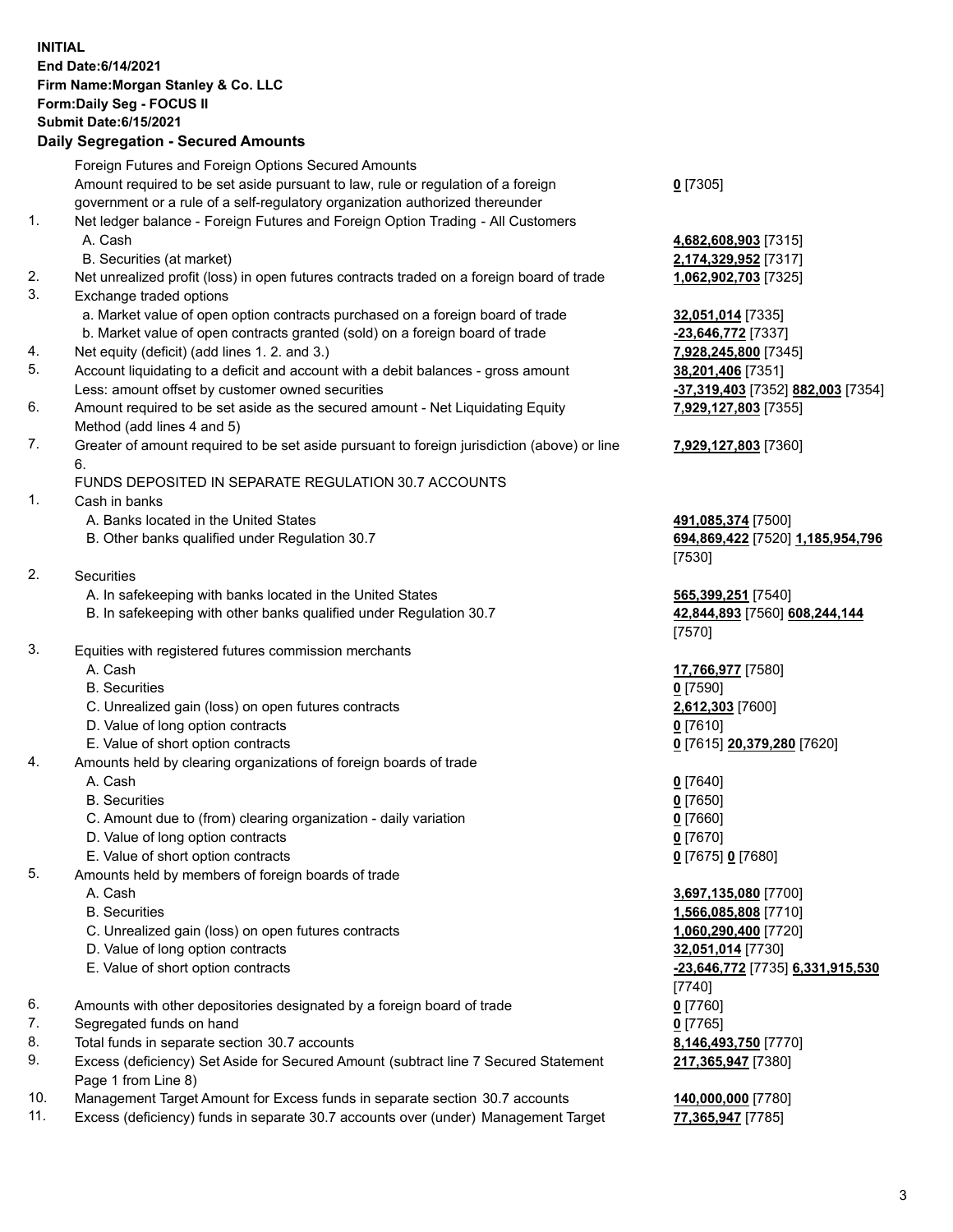**INITIAL**
**End Date:6/14/2021**
**Firm Name:Morgan Stanley & Co. LLC**
**Form:Daily Seg - FOCUS II**
**Submit Date:6/15/2021**

## Daily Segregation - Secured Amounts

| | | |
|---|---|---|
| | Foreign Futures and Foreign Options Secured Amounts | |
| | Amount required to be set aside pursuant to law, rule or regulation of a foreign government or a rule of a self-regulatory organization authorized thereunder | **0** [7305] |
| 1. | Net ledger balance - Foreign Futures and Foreign Option Trading - All Customers | |
| | A. Cash | **4,682,608,903** [7315] |
| | B. Securities (at market) | **2,174,329,952** [7317] |
| 2. | Net unrealized profit (loss) in open futures contracts traded on a foreign board of trade | **1,062,902,703** [7325] |
| 3. | Exchange traded options | |
| | a. Market value of open option contracts purchased on a foreign board of trade | **32,051,014** [7335] |
| | b. Market value of open contracts granted (sold) on a foreign board of trade | **-23,646,772** [7337] |
| 4. | Net equity (deficit) (add lines 1. 2. and 3.) | **7,928,245,800** [7345] |
| 5. | Account liquidating to a deficit and account with a debit balances - gross amount | **38,201,406** [7351] |
| | Less: amount offset by customer owned securities | **-37,319,403** [7352] **882,003** [7354] |
| 6. | Amount required to be set aside as the secured amount - Net Liquidating Equity Method (add lines 4 and 5) | **7,929,127,803** [7355] |
| 7. | Greater of amount required to be set aside pursuant to foreign jurisdiction (above) or line 6. | **7,929,127,803** [7360] |
| | FUNDS DEPOSITED IN SEPARATE REGULATION 30.7 ACCOUNTS | |
| 1. | Cash in banks | |
| | A. Banks located in the United States | **491,085,374** [7500] |
| | B. Other banks qualified under Regulation 30.7 | **694,869,422** [7520] **1,185,954,796** [7530] |
| 2. | Securities | |
| | A. In safekeeping with banks located in the United States | **565,399,251** [7540] |
| | B. In safekeeping with other banks qualified under Regulation 30.7 | **42,844,893** [7560] **608,244,144** [7570] |
| 3. | Equities with registered futures commission merchants | |
| | A. Cash | **17,766,977** [7580] |
| | B. Securities | **0** [7590] |
| | C. Unrealized gain (loss) on open futures contracts | **2,612,303** [7600] |
| | D. Value of long option contracts | **0** [7610] |
| | E. Value of short option contracts | **0** [7615] **20,379,280** [7620] |
| 4. | Amounts held by clearing organizations of foreign boards of trade | |
| | A. Cash | **0** [7640] |
| | B. Securities | **0** [7650] |
| | C. Amount due to (from) clearing organization - daily variation | **0** [7660] |
| | D. Value of long option contracts | **0** [7670] |
| | E. Value of short option contracts | **0** [7675] **0** [7680] |
| 5. | Amounts held by members of foreign boards of trade | |
| | A. Cash | **3,697,135,080** [7700] |
| | B. Securities | **1,566,085,808** [7710] |
| | C. Unrealized gain (loss) on open futures contracts | **1,060,290,400** [7720] |
| | D. Value of long option contracts | **32,051,014** [7730] |
| | E. Value of short option contracts | **-23,646,772** [7735] **6,331,915,530** [7740] |
| 6. | Amounts with other depositories designated by a foreign board of trade | **0** [7760] |
| 7. | Segregated funds on hand | **0** [7765] |
| 8. | Total funds in separate section 30.7 accounts | **8,146,493,750** [7770] |
| 9. | Excess (deficiency) Set Aside for Secured Amount (subtract line 7 Secured Statement Page 1 from Line 8) | **217,365,947** [7380] |
| 10. | Management Target Amount for Excess funds in separate section 30.7 accounts | **140,000,000** [7780] |
| 11. | Excess (deficiency) funds in separate 30.7 accounts over (under) Management Target | **77,365,947** [7785] |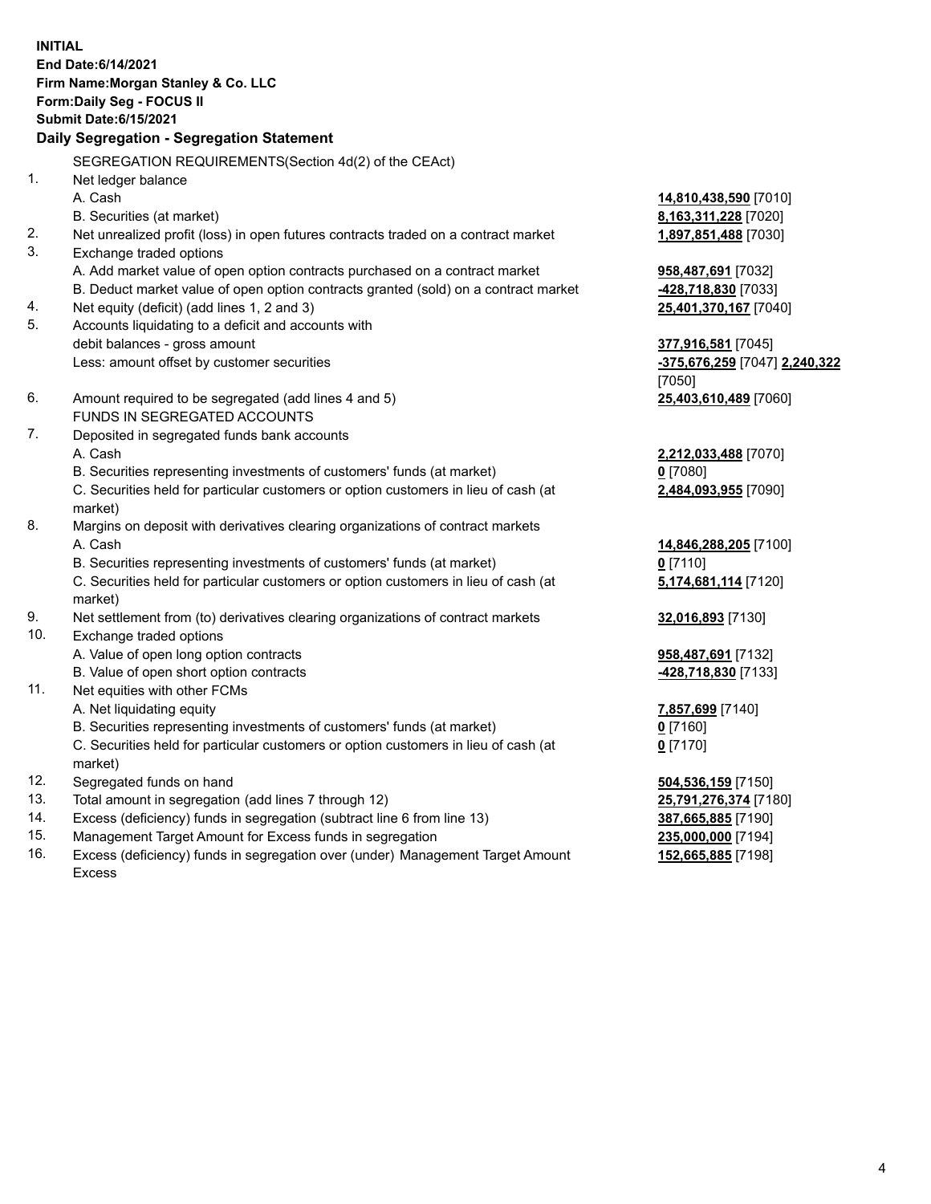**INITIAL**
**End Date:6/14/2021**
**Firm Name:Morgan Stanley & Co. LLC**
**Form:Daily Seg - FOCUS II**
**Submit Date:6/15/2021**

## Daily Segregation - Segregation Statement

| | | |
|---|---|---|
| | SEGREGATION REQUIREMENTS(Section 4d(2) of the CEAct) | |
| 1. | Net ledger balance | |
| | A. Cash | **14,810,438,590** [7010] |
| | B. Securities (at market) | **8,163,311,228** [7020] |
| 2. | Net unrealized profit (loss) in open futures contracts traded on a contract market | **1,897,851,488** [7030] |
| 3. | Exchange traded options | |
| | A. Add market value of open option contracts purchased on a contract market | **958,487,691** [7032] |
| | B. Deduct market value of open option contracts granted (sold) on a contract market | **-428,718,830** [7033] |
| 4. | Net equity (deficit) (add lines 1, 2 and 3) | **25,401,370,167** [7040] |
| 5. | Accounts liquidating to a deficit and accounts with debit balances - gross amount | **377,916,581** [7045] |
| | Less: amount offset by customer securities | **-375,676,259** [7047] **2,240,322** [7050] |
| 6. | Amount required to be segregated (add lines 4 and 5) | **25,403,610,489** [7060] |
| | FUNDS IN SEGREGATED ACCOUNTS | |
| 7. | Deposited in segregated funds bank accounts | |
| | A. Cash | **2,212,033,488** [7070] |
| | B. Securities representing investments of customers' funds (at market) | **0** [7080] |
| | C. Securities held for particular customers or option customers in lieu of cash (at market) | **2,484,093,955** [7090] |
| 8. | Margins on deposit with derivatives clearing organizations of contract markets | |
| | A. Cash | **14,846,288,205** [7100] |
| | B. Securities representing investments of customers' funds (at market) | **0** [7110] |
| | C. Securities held for particular customers or option customers in lieu of cash (at market) | **5,174,681,114** [7120] |
| 9. | Net settlement from (to) derivatives clearing organizations of contract markets | **32,016,893** [7130] |
| 10. | Exchange traded options | |
| | A. Value of open long option contracts | **958,487,691** [7132] |
| | B. Value of open short option contracts | **-428,718,830** [7133] |
| 11. | Net equities with other FCMs | |
| | A. Net liquidating equity | **7,857,699** [7140] |
| | B. Securities representing investments of customers' funds (at market) | **0** [7160] |
| | C. Securities held for particular customers or option customers in lieu of cash (at market) | **0** [7170] |
| 12. | Segregated funds on hand | **504,536,159** [7150] |
| 13. | Total amount in segregation (add lines 7 through 12) | **25,791,276,374** [7180] |
| 14. | Excess (deficiency) funds in segregation (subtract line 6 from line 13) | **387,665,885** [7190] |
| 15. | Management Target Amount for Excess funds in segregation | **235,000,000** [7194] |
| 16. | Excess (deficiency) funds in segregation over (under) Management Target Amount Excess | **152,665,885** [7198] |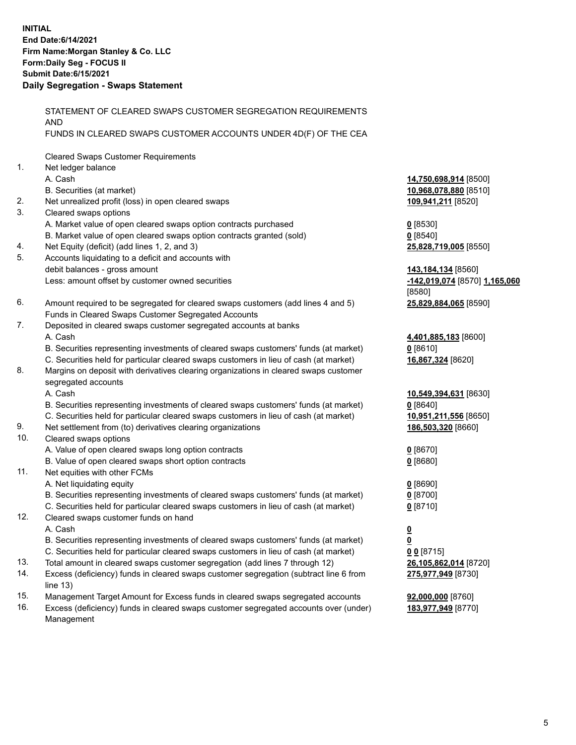**INITIAL**
**End Date:6/14/2021**
**Firm Name:Morgan Stanley & Co. LLC**
**Form:Daily Seg - FOCUS II**
**Submit Date:6/15/2021**
**Daily Segregation - Swaps Statement**

STATEMENT OF CLEARED SWAPS CUSTOMER SEGREGATION REQUIREMENTS AND FUNDS IN CLEARED SWAPS CUSTOMER ACCOUNTS UNDER 4D(F) OF THE CEA

| | | |
|---|---|---|
| | Cleared Swaps Customer Requirements | |
| 1. | Net ledger balance | |
| | A. Cash | **14,750,698,914** [8500] |
| | B. Securities (at market) | **10,968,078,880** [8510] |
| 2. | Net unrealized profit (loss) in open cleared swaps | **109,941,211** [8520] |
| 3. | Cleared swaps options | |
| | A. Market value of open cleared swaps option contracts purchased | **0** [8530] |
| | B. Market value of open cleared swaps option contracts granted (sold) | **0** [8540] |
| 4. | Net Equity (deficit) (add lines 1, 2, and 3) | **25,828,719,005** [8550] |
| 5. | Accounts liquidating to a deficit and accounts with debit balances - gross amount | **143,184,134** [8560] |
| | Less: amount offset by customer owned securities | **-142,019,074** [8570] **1,165,060** [8580] |
| 6. | Amount required to be segregated for cleared swaps customers (add lines 4 and 5) | **25,829,884,065** [8590] |
| | Funds in Cleared Swaps Customer Segregated Accounts | |
| 7. | Deposited in cleared swaps customer segregated accounts at banks | |
| | A. Cash | **4,401,885,183** [8600] |
| | B. Securities representing investments of cleared swaps customers' funds (at market) | **0** [8610] |
| | C. Securities held for particular cleared swaps customers in lieu of cash (at market) | **16,867,324** [8620] |
| 8. | Margins on deposit with derivatives clearing organizations in cleared swaps customer segregated accounts | |
| | A. Cash | **10,549,394,631** [8630] |
| | B. Securities representing investments of cleared swaps customers' funds (at market) | **0** [8640] |
| | C. Securities held for particular cleared swaps customers in lieu of cash (at market) | **10,951,211,556** [8650] |
| 9. | Net settlement from (to) derivatives clearing organizations | **186,503,320** [8660] |
| 10. | Cleared swaps options | |
| | A. Value of open cleared swaps long option contracts | **0** [8670] |
| | B. Value of open cleared swaps short option contracts | **0** [8680] |
| 11. | Net equities with other FCMs | |
| | A. Net liquidating equity | **0** [8690] |
| | B. Securities representing investments of cleared swaps customers' funds (at market) | **0** [8700] |
| | C. Securities held for particular cleared swaps customers in lieu of cash (at market) | **0** [8710] |
| 12. | Cleared swaps customer funds on hand | |
| | A. Cash | **0** |
| | B. Securities representing investments of cleared swaps customers' funds (at market) | **0** |
| | C. Securities held for particular cleared swaps customers in lieu of cash (at market) | **0** **0** [8715] |
| 13. | Total amount in cleared swaps customer segregation (add lines 7 through 12) | **26,105,862,014** [8720] |
| 14. | Excess (deficiency) funds in cleared swaps customer segregation (subtract line 6 from line 13) | **275,977,949** [8730] |
| 15. | Management Target Amount for Excess funds in cleared swaps segregated accounts | **92,000,000** [8760] |
| 16. | Excess (deficiency) funds in cleared swaps customer segregated accounts over (under) Management | **183,977,949** [8770] |